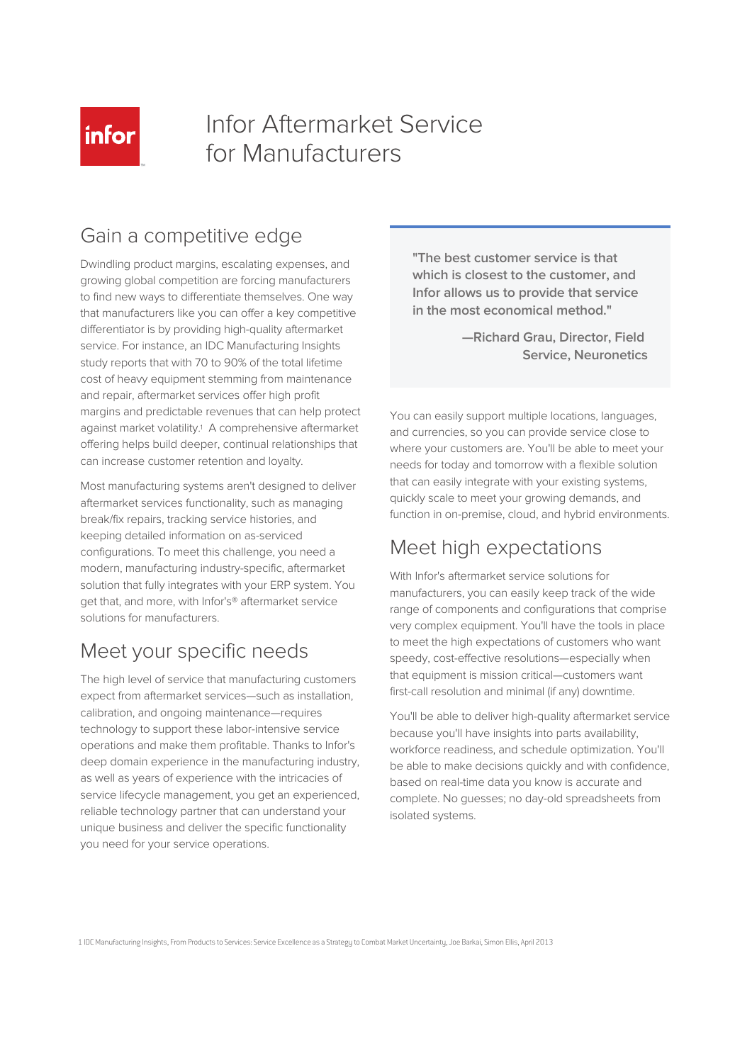# Infor Aftermarket Service for Manufacturers

## Gain a competitive edge

Dwindling product margins, escalating expenses, and growing global competition are forcing manufacturers to find new ways to differentiate themselves. One way that manufacturers like you can offer a key competitive differentiator is by providing high-quality aftermarket service. For instance, an IDC Manufacturing Insights study reports that with 70 to 90% of the total lifetime cost of heavy equipment stemming from maintenance and repair, aftermarket services offer high profit margins and predictable revenues that can help protect against market volatility.[1] A comprehensive aftermarket offering helps build deeper, continual relationships that can increase customer retention and loyalty.

Most manufacturing systems aren't designed to deliver aftermarket services functionality, such as managing break/fix repairs, tracking service histories, and keeping detailed information on as-serviced configurations. To meet this challenge, you need a modern, manufacturing industry-specific, aftermarket solution that fully integrates with your ERP system. You get that, and more, with Infor's® aftermarket service solutions for manufacturers.

## Meet your specific needs

The high level of service that manufacturing customers expect from aftermarket services—such as installation, calibration, and ongoing maintenance—requires technology to support these labor-intensive service operations and make them profitable. Thanks to Infor's deep domain experience in the manufacturing industry, as well as years of experience with the intricacies of service lifecycle management, you get an experienced, reliable technology partner that can understand your unique business and deliver the specific functionality you need for your service operations.

> **"The best customer service is that which is closest to the customer, and Infor allows us to provide that service in the most economical method."**
>
> **—Richard Grau, Director, Field Service, Neuronetics**

You can easily support multiple locations, languages, and currencies, so you can provide service close to where your customers are. You'll be able to meet your needs for today and tomorrow with a flexible solution that can easily integrate with your existing systems, quickly scale to meet your growing demands, and function in on-premise, cloud, and hybrid environments.

## Meet high expectations

With Infor's aftermarket service solutions for manufacturers, you can easily keep track of the wide range of components and configurations that comprise very complex equipment. You'll have the tools in place to meet the high expectations of customers who want speedy, cost-effective resolutions—especially when that equipment is mission critical—customers want first-call resolution and minimal (if any) downtime.

You'll be able to deliver high-quality aftermarket service because you'll have insights into parts availability, workforce readiness, and schedule optimization. You'll be able to make decisions quickly and with confidence, based on real-time data you know is accurate and complete. No guesses; no day-old spreadsheets from isolated systems.

1 IDC Manufacturing Insights, From Products to Services: Service Excellence as a Strategy to Combat Market Uncertainty, Joe Barkai, Simon Ellis, April 2013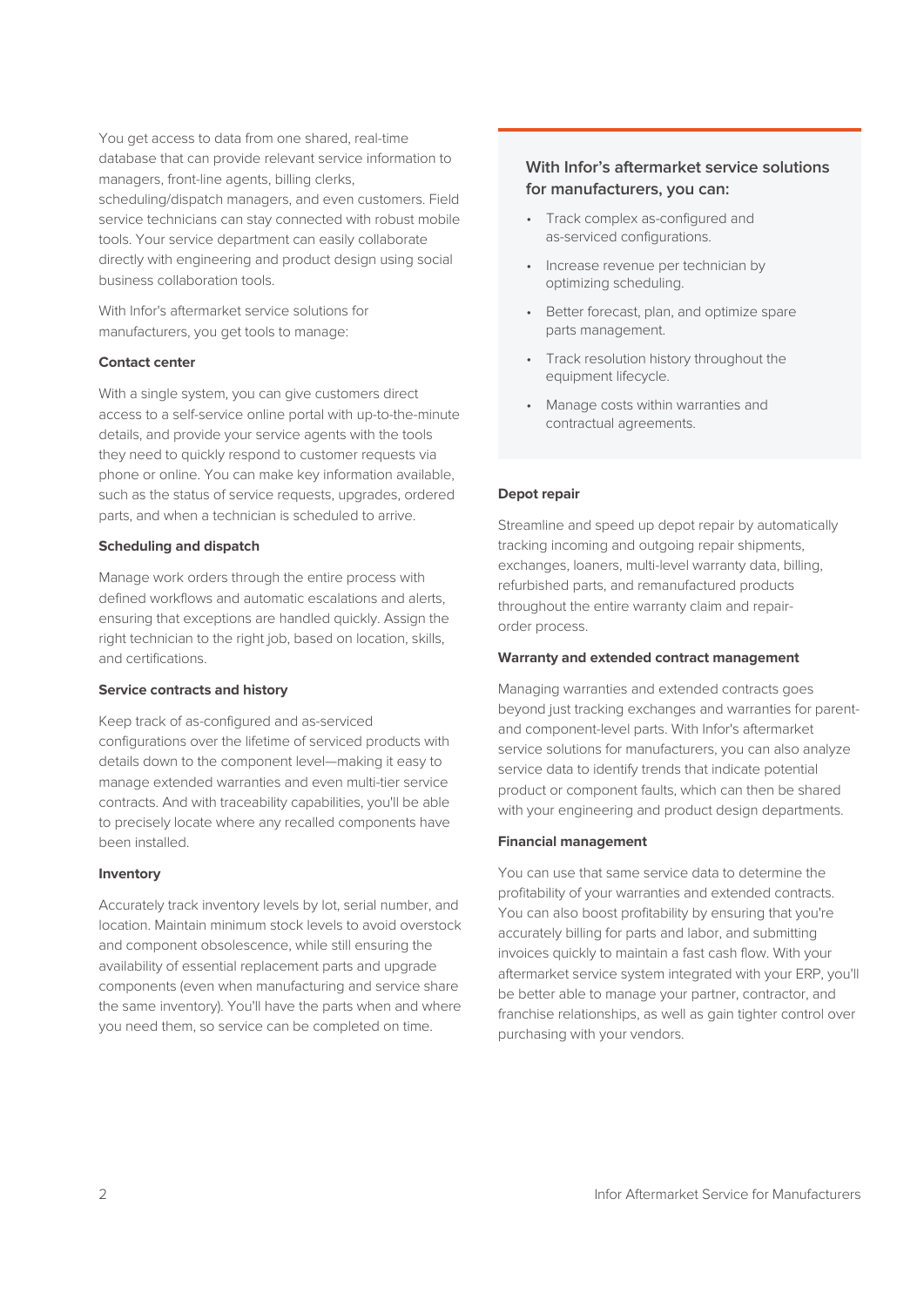You get access to data from one shared, real-time database that can provide relevant service information to managers, front-line agents, billing clerks, scheduling/dispatch managers, and even customers. Field service technicians can stay connected with robust mobile tools. Your service department can easily collaborate directly with engineering and product design using social business collaboration tools.

With Infor's aftermarket service solutions for manufacturers, you get tools to manage:

**Contact center**

With a single system, you can give customers direct access to a self-service online portal with up-to-the-minute details, and provide your service agents with the tools they need to quickly respond to customer requests via phone or online. You can make key information available, such as the status of service requests, upgrades, ordered parts, and when a technician is scheduled to arrive.

**Scheduling and dispatch**

Manage work orders through the entire process with defined workflows and automatic escalations and alerts, ensuring that exceptions are handled quickly. Assign the right technician to the right job, based on location, skills, and certifications.

**Service contracts and history**

Keep track of as-configured and as-serviced configurations over the lifetime of serviced products with details down to the component level—making it easy to manage extended warranties and even multi-tier service contracts. And with traceability capabilities, you'll be able to precisely locate where any recalled components have been installed.

**Inventory**

Accurately track inventory levels by lot, serial number, and location. Maintain minimum stock levels to avoid overstock and component obsolescence, while still ensuring the availability of essential replacement parts and upgrade components (even when manufacturing and service share the same inventory). You'll have the parts when and where you need them, so service can be completed on time.

### With Infor's aftermarket service solutions for manufacturers, you can:

- Track complex as-configured and as-serviced configurations.
- Increase revenue per technician by optimizing scheduling.
- Better forecast, plan, and optimize spare parts management.
- Track resolution history throughout the equipment lifecycle.
- Manage costs within warranties and contractual agreements.

**Depot repair**

Streamline and speed up depot repair by automatically tracking incoming and outgoing repair shipments, exchanges, loaners, multi-level warranty data, billing, refurbished parts, and remanufactured products throughout the entire warranty claim and repair-order process.

**Warranty and extended contract management**

Managing warranties and extended contracts goes beyond just tracking exchanges and warranties for parent- and component-level parts. With Infor's aftermarket service solutions for manufacturers, you can also analyze service data to identify trends that indicate potential product or component faults, which can then be shared with your engineering and product design departments.

**Financial management**

You can use that same service data to determine the profitability of your warranties and extended contracts. You can also boost profitability by ensuring that you're accurately billing for parts and labor, and submitting invoices quickly to maintain a fast cash flow. With your aftermarket service system integrated with your ERP, you'll be better able to manage your partner, contractor, and franchise relationships, as well as gain tighter control over purchasing with your vendors.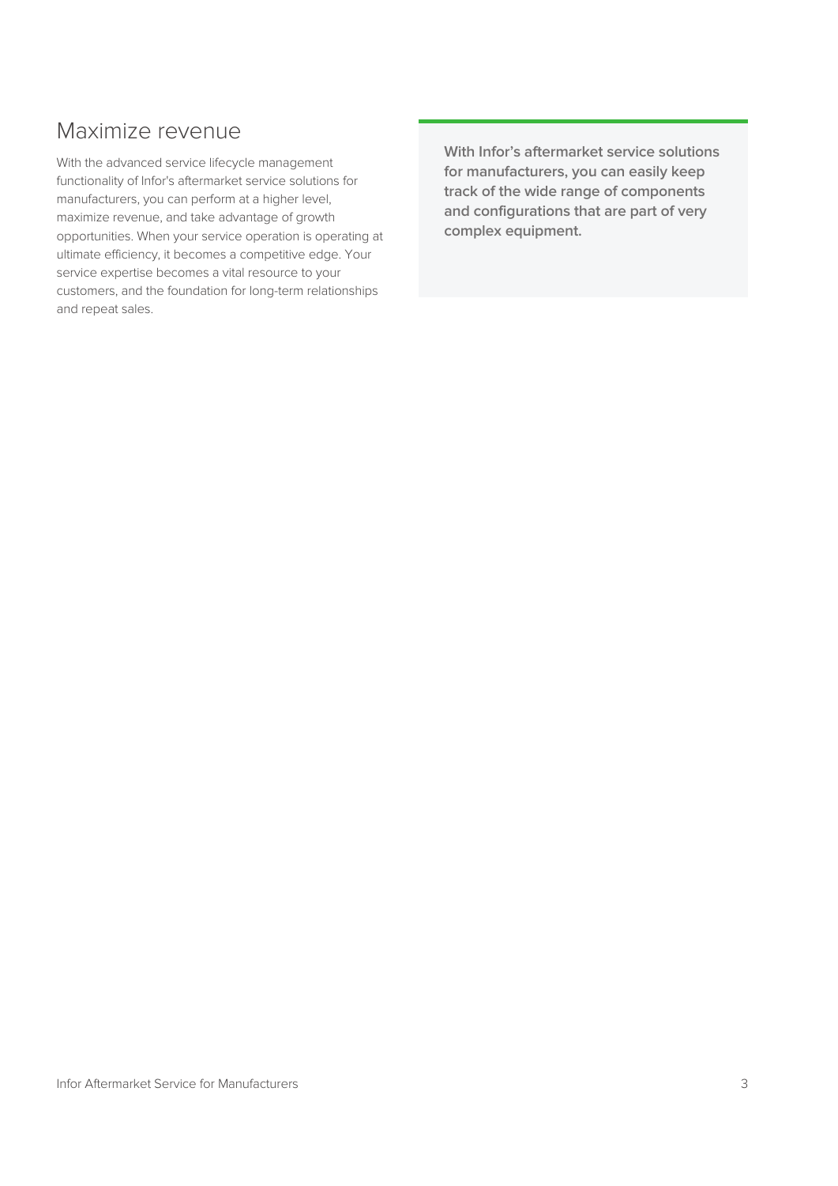## Maximize revenue

With the advanced service lifecycle management functionality of Infor's aftermarket service solutions for manufacturers, you can perform at a higher level, maximize revenue, and take advantage of growth opportunities. When your service operation is operating at ultimate efficiency, it becomes a competitive edge. Your service expertise becomes a vital resource to your customers, and the foundation for long-term relationships and repeat sales.

**With Infor's aftermarket service solutions for manufacturers, you can easily keep track of the wide range of components and configurations that are part of very complex equipment.**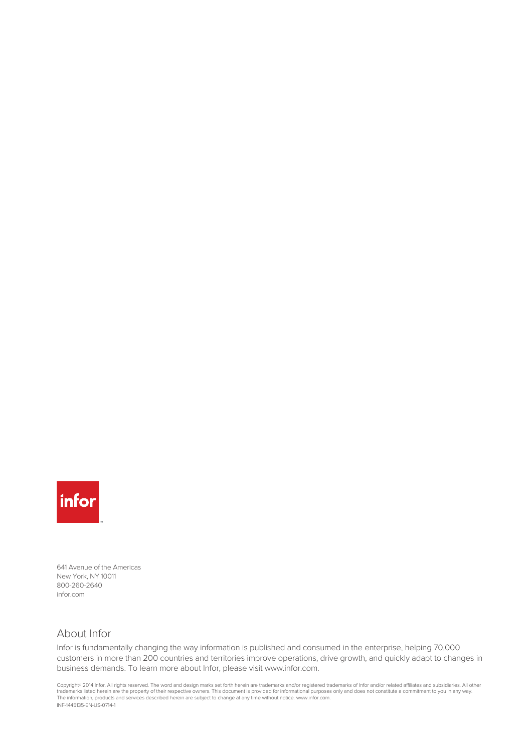infor

641 Avenue of the Americas
New York, NY 10011
800-260-2640
infor.com

## About Infor

Infor is fundamentally changing the way information is published and consumed in the enterprise, helping 70,000 customers in more than 200 countries and territories improve operations, drive growth, and quickly adapt to changes in business demands. To learn more about Infor, please visit www.infor.com.

Copyright© 2014 Infor. All rights reserved. The word and design marks set forth herein are trademarks and/or registered trademarks of Infor and/or related affiliates and subsidiaries. All other trademarks listed herein are the property of their respective owners. This document is provided for informational purposes only and does not constitute a commitment to you in any way. The information, products and services described herein are subject to change at any time without notice. www.infor.com.
INF-1445135-EN-US-0714-1